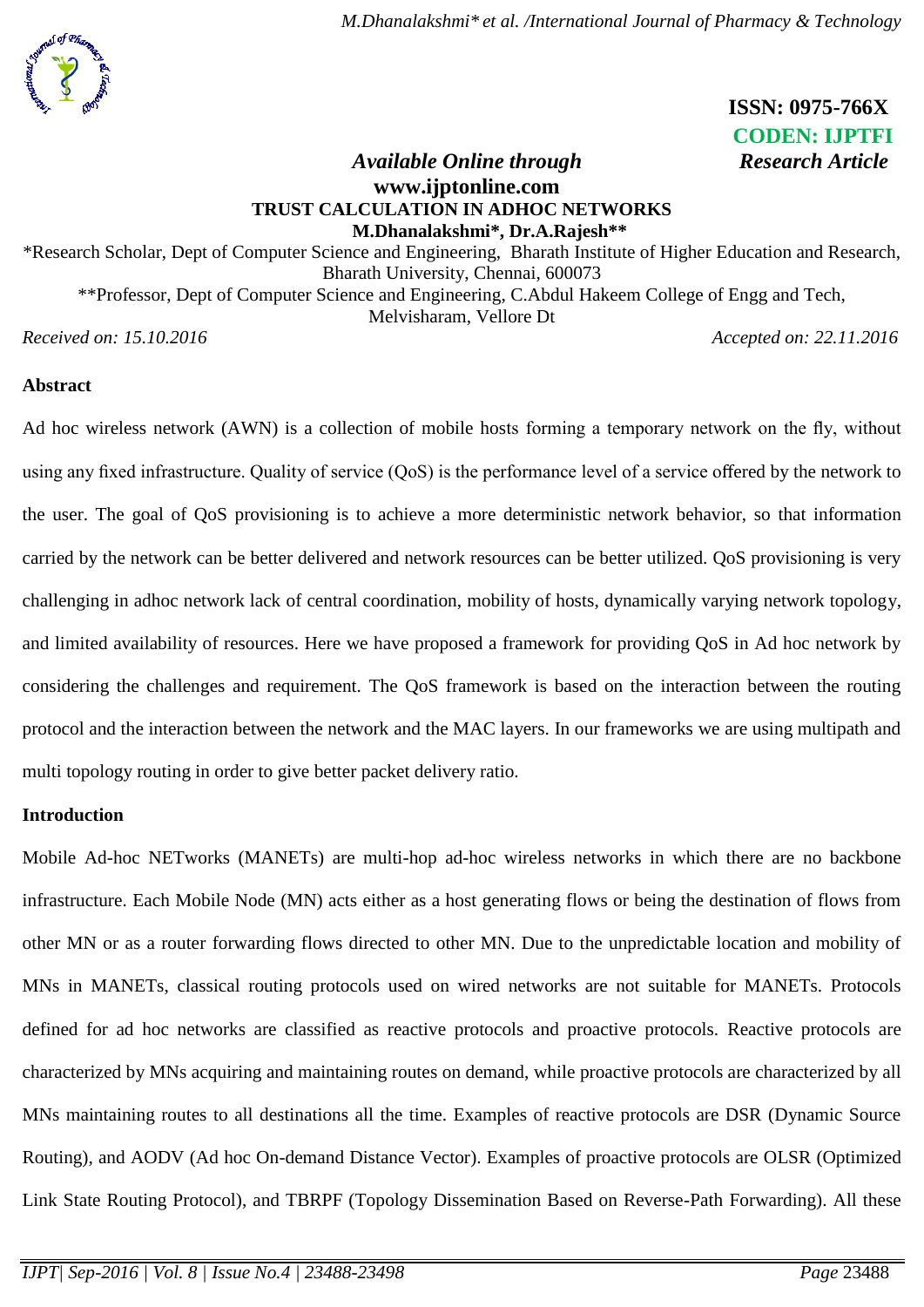ISSN: 0975-766X
CODEN: IJPTFI

*Available Online through* *Research Article*

**www.ijptonline.com**

# TRUST CALCULATION IN ADHOC NETWORKS

**M.Dhanalakshmi*, Dr.A.Rajesh****

*Research Scholar, Dept of Computer Science and Engineering, Bharath Institute of Higher Education and Research, Bharath University, Chennai, 600073

**Professor, Dept of Computer Science and Engineering, C.Abdul Hakeem College of Engg and Tech, Melvisharam, Vellore Dt

*Received on: 15.10.2016* *Accepted on: 22.11.2016*

## Abstract

Ad hoc wireless network (AWN) is a collection of mobile hosts forming a temporary network on the fly, without using any fixed infrastructure. Quality of service (QoS) is the performance level of a service offered by the network to the user. The goal of QoS provisioning is to achieve a more deterministic network behavior, so that information carried by the network can be better delivered and network resources can be better utilized. QoS provisioning is very challenging in adhoc network lack of central coordination, mobility of hosts, dynamically varying network topology, and limited availability of resources. Here we have proposed a framework for providing QoS in Ad hoc network by considering the challenges and requirement. The QoS framework is based on the interaction between the routing protocol and the interaction between the network and the MAC layers. In our frameworks we are using multipath and multi topology routing in order to give better packet delivery ratio.

## Introduction

Mobile Ad-hoc NETworks (MANETs) are multi-hop ad-hoc wireless networks in which there are no backbone infrastructure. Each Mobile Node (MN) acts either as a host generating flows or being the destination of flows from other MN or as a router forwarding flows directed to other MN. Due to the unpredictable location and mobility of MNs in MANETs, classical routing protocols used on wired networks are not suitable for MANETs. Protocols defined for ad hoc networks are classified as reactive protocols and proactive protocols. Reactive protocols are characterized by MNs acquiring and maintaining routes on demand, while proactive protocols are characterized by all MNs maintaining routes to all destinations all the time. Examples of reactive protocols are DSR (Dynamic Source Routing), and AODV (Ad hoc On-demand Distance Vector). Examples of proactive protocols are OLSR (Optimized Link State Routing Protocol), and TBRPF (Topology Dissemination Based on Reverse-Path Forwarding). All these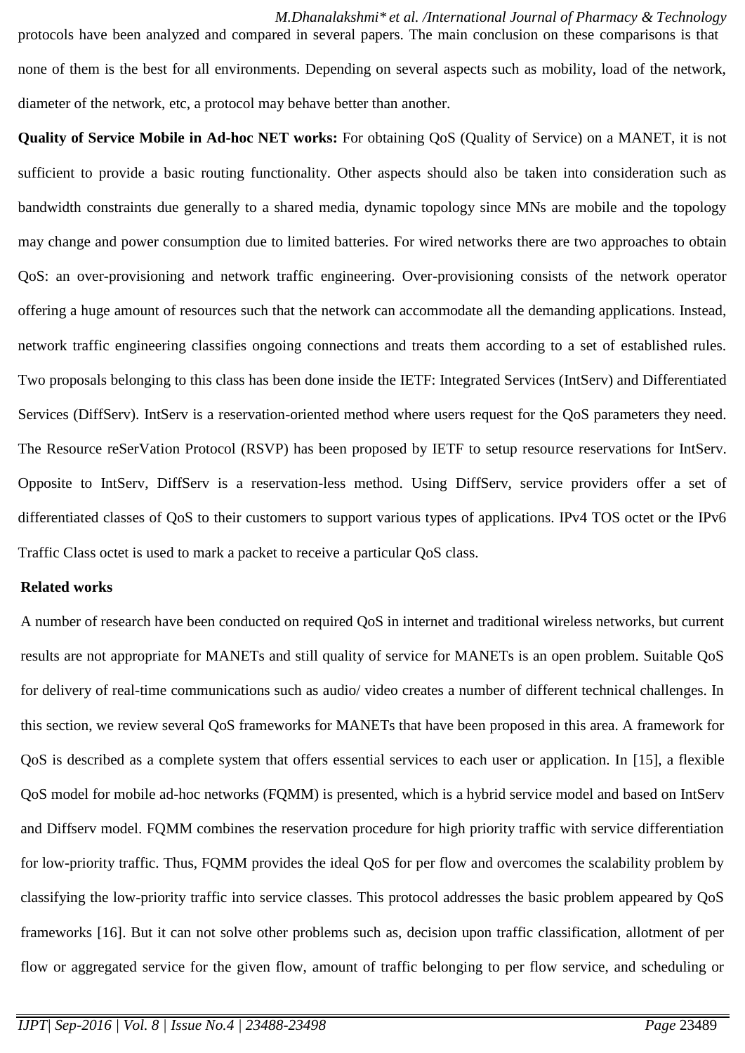protocols have been analyzed and compared in several papers. The main conclusion on these comparisons is that none of them is the best for all environments. Depending on several aspects such as mobility, load of the network, diameter of the network, etc, a protocol may behave better than another.

**Quality of Service Mobile in Ad-hoc NET works:** For obtaining QoS (Quality of Service) on a MANET, it is not sufficient to provide a basic routing functionality. Other aspects should also be taken into consideration such as bandwidth constraints due generally to a shared media, dynamic topology since MNs are mobile and the topology may change and power consumption due to limited batteries. For wired networks there are two approaches to obtain QoS: an over-provisioning and network traffic engineering. Over-provisioning consists of the network operator offering a huge amount of resources such that the network can accommodate all the demanding applications. Instead, network traffic engineering classifies ongoing connections and treats them according to a set of established rules. Two proposals belonging to this class has been done inside the IETF: Integrated Services (IntServ) and Differentiated Services (DiffServ). IntServ is a reservation-oriented method where users request for the QoS parameters they need. The Resource reSerVation Protocol (RSVP) has been proposed by IETF to setup resource reservations for IntServ. Opposite to IntServ, DiffServ is a reservation-less method. Using DiffServ, service providers offer a set of differentiated classes of QoS to their customers to support various types of applications. IPv4 TOS octet or the IPv6 Traffic Class octet is used to mark a packet to receive a particular QoS class.

**Related works**

A number of research have been conducted on required QoS in internet and traditional wireless networks, but current results are not appropriate for MANETs and still quality of service for MANETs is an open problem. Suitable QoS for delivery of real-time communications such as audio/ video creates a number of different technical challenges. In this section, we review several QoS frameworks for MANETs that have been proposed in this area. A framework for QoS is described as a complete system that offers essential services to each user or application. In [15], a flexible QoS model for mobile ad-hoc networks (FQMM) is presented, which is a hybrid service model and based on IntServ and Diffserv model. FQMM combines the reservation procedure for high priority traffic with service differentiation for low-priority traffic. Thus, FQMM provides the ideal QoS for per flow and overcomes the scalability problem by classifying the low-priority traffic into service classes. This protocol addresses the basic problem appeared by QoS frameworks [16]. But it can not solve other problems such as, decision upon traffic classification, allotment of per flow or aggregated service for the given flow, amount of traffic belonging to per flow service, and scheduling or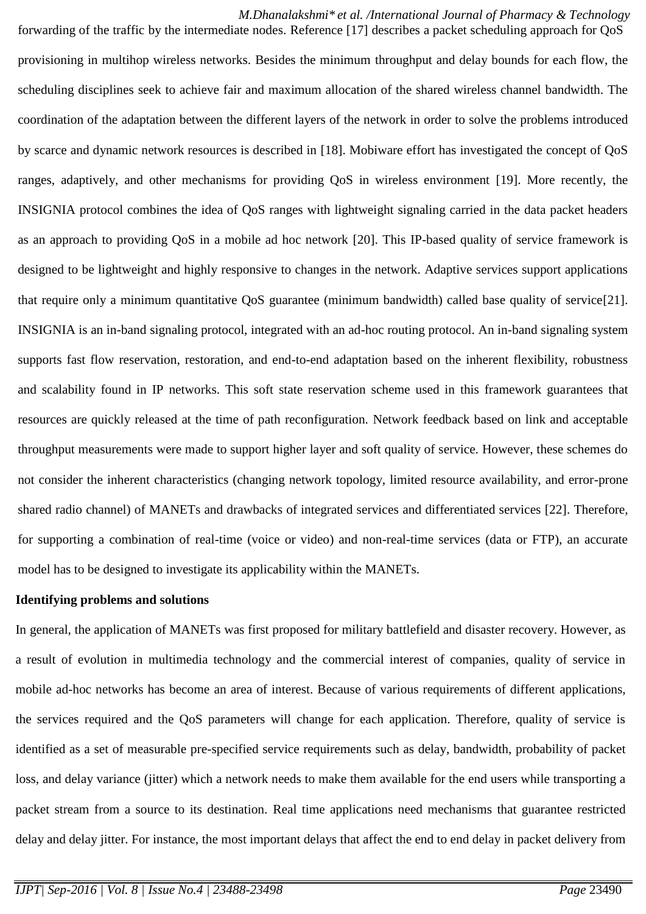forwarding of the traffic by the intermediate nodes. Reference [17] describes a packet scheduling approach for QoS provisioning in multihop wireless networks. Besides the minimum throughput and delay bounds for each flow, the scheduling disciplines seek to achieve fair and maximum allocation of the shared wireless channel bandwidth. The coordination of the adaptation between the different layers of the network in order to solve the problems introduced by scarce and dynamic network resources is described in [18]. Mobiware effort has investigated the concept of QoS ranges, adaptively, and other mechanisms for providing QoS in wireless environment [19]. More recently, the INSIGNIA protocol combines the idea of QoS ranges with lightweight signaling carried in the data packet headers as an approach to providing QoS in a mobile ad hoc network [20]. This IP-based quality of service framework is designed to be lightweight and highly responsive to changes in the network. Adaptive services support applications that require only a minimum quantitative QoS guarantee (minimum bandwidth) called base quality of service[21]. INSIGNIA is an in-band signaling protocol, integrated with an ad-hoc routing protocol. An in-band signaling system supports fast flow reservation, restoration, and end-to-end adaptation based on the inherent flexibility, robustness and scalability found in IP networks. This soft state reservation scheme used in this framework guarantees that resources are quickly released at the time of path reconfiguration. Network feedback based on link and acceptable throughput measurements were made to support higher layer and soft quality of service. However, these schemes do not consider the inherent characteristics (changing network topology, limited resource availability, and error-prone shared radio channel) of MANETs and drawbacks of integrated services and differentiated services [22]. Therefore, for supporting a combination of real-time (voice or video) and non-real-time services (data or FTP), an accurate model has to be designed to investigate its applicability within the MANETs.

**Identifying problems and solutions**

In general, the application of MANETs was first proposed for military battlefield and disaster recovery. However, as a result of evolution in multimedia technology and the commercial interest of companies, quality of service in mobile ad-hoc networks has become an area of interest. Because of various requirements of different applications, the services required and the QoS parameters will change for each application. Therefore, quality of service is identified as a set of measurable pre-specified service requirements such as delay, bandwidth, probability of packet loss, and delay variance (jitter) which a network needs to make them available for the end users while transporting a packet stream from a source to its destination. Real time applications need mechanisms that guarantee restricted delay and delay jitter. For instance, the most important delays that affect the end to end delay in packet delivery from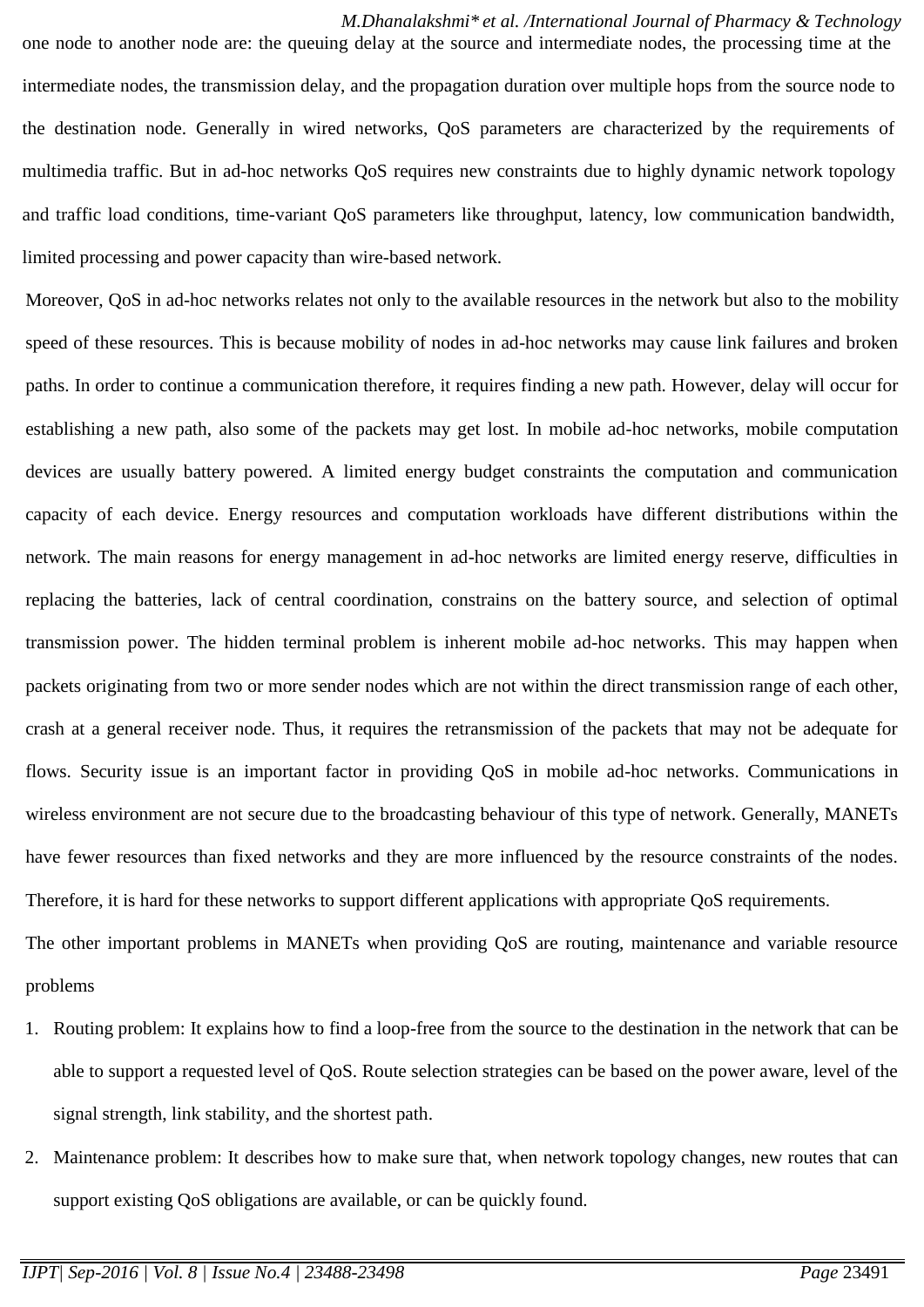one node to another node are: the queuing delay at the source and intermediate nodes, the processing time at the intermediate nodes, the transmission delay, and the propagation duration over multiple hops from the source node to the destination node. Generally in wired networks, QoS parameters are characterized by the requirements of multimedia traffic. But in ad-hoc networks QoS requires new constraints due to highly dynamic network topology and traffic load conditions, time-variant QoS parameters like throughput, latency, low communication bandwidth, limited processing and power capacity than wire-based network.

Moreover, QoS in ad-hoc networks relates not only to the available resources in the network but also to the mobility speed of these resources. This is because mobility of nodes in ad-hoc networks may cause link failures and broken paths. In order to continue a communication therefore, it requires finding a new path. However, delay will occur for establishing a new path, also some of the packets may get lost. In mobile ad-hoc networks, mobile computation devices are usually battery powered. A limited energy budget constraints the computation and communication capacity of each device. Energy resources and computation workloads have different distributions within the network. The main reasons for energy management in ad-hoc networks are limited energy reserve, difficulties in replacing the batteries, lack of central coordination, constrains on the battery source, and selection of optimal transmission power. The hidden terminal problem is inherent mobile ad-hoc networks. This may happen when packets originating from two or more sender nodes which are not within the direct transmission range of each other, crash at a general receiver node. Thus, it requires the retransmission of the packets that may not be adequate for flows. Security issue is an important factor in providing QoS in mobile ad-hoc networks. Communications in wireless environment are not secure due to the broadcasting behaviour of this type of network. Generally, MANETs have fewer resources than fixed networks and they are more influenced by the resource constraints of the nodes. Therefore, it is hard for these networks to support different applications with appropriate QoS requirements.

The other important problems in MANETs when providing QoS are routing, maintenance and variable resource problems

1. Routing problem: It explains how to find a loop-free from the source to the destination in the network that can be able to support a requested level of QoS. Route selection strategies can be based on the power aware, level of the signal strength, link stability, and the shortest path.
2. Maintenance problem: It describes how to make sure that, when network topology changes, new routes that can support existing QoS obligations are available, or can be quickly found.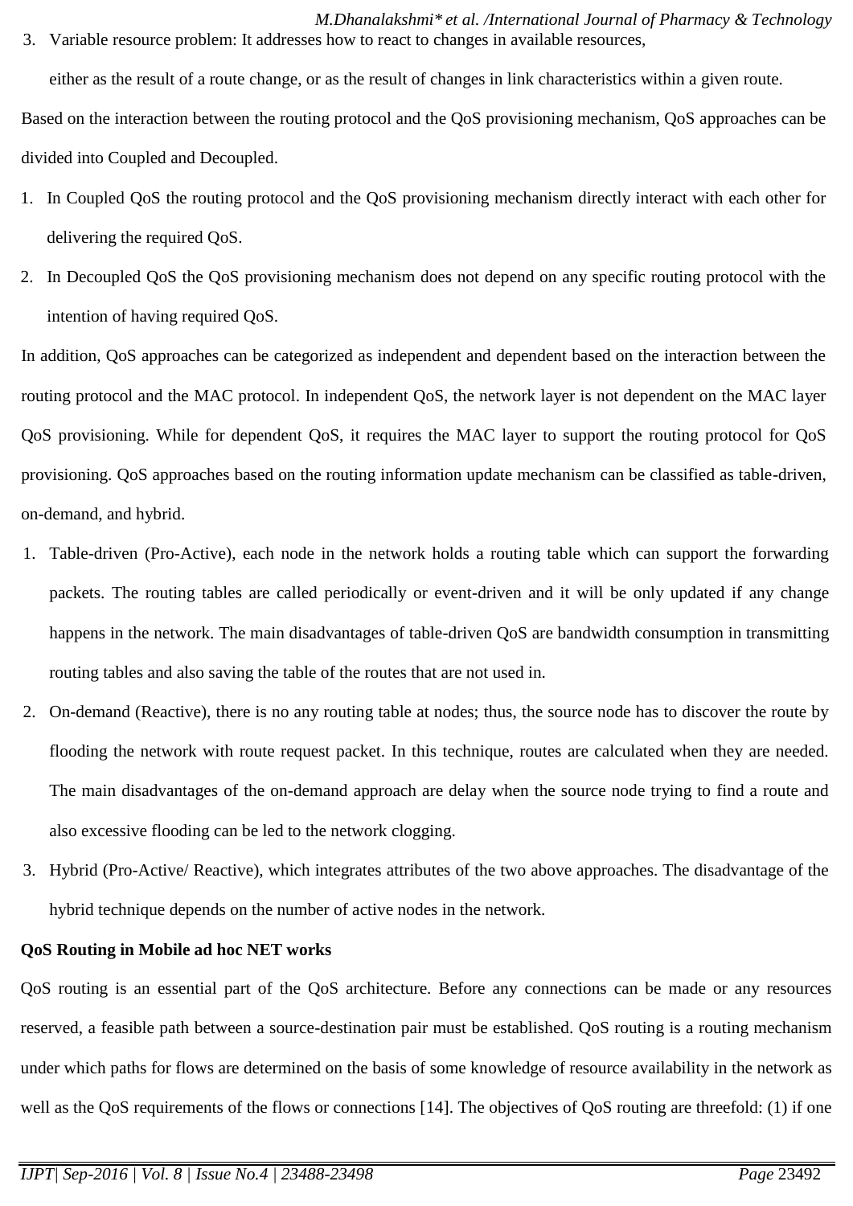3. Variable resource problem: It addresses how to react to changes in available resources, either as the result of a route change, or as the result of changes in link characteristics within a given route.

Based on the interaction between the routing protocol and the QoS provisioning mechanism, QoS approaches can be divided into Coupled and Decoupled.

1. In Coupled QoS the routing protocol and the QoS provisioning mechanism directly interact with each other for delivering the required QoS.
2. In Decoupled QoS the QoS provisioning mechanism does not depend on any specific routing protocol with the intention of having required QoS.

In addition, QoS approaches can be categorized as independent and dependent based on the interaction between the routing protocol and the MAC protocol. In independent QoS, the network layer is not dependent on the MAC layer QoS provisioning. While for dependent QoS, it requires the MAC layer to support the routing protocol for QoS provisioning. QoS approaches based on the routing information update mechanism can be classified as table-driven, on-demand, and hybrid.

1. Table-driven (Pro-Active), each node in the network holds a routing table which can support the forwarding packets. The routing tables are called periodically or event-driven and it will be only updated if any change happens in the network. The main disadvantages of table-driven QoS are bandwidth consumption in transmitting routing tables and also saving the table of the routes that are not used in.
2. On-demand (Reactive), there is no any routing table at nodes; thus, the source node has to discover the route by flooding the network with route request packet. In this technique, routes are calculated when they are needed. The main disadvantages of the on-demand approach are delay when the source node trying to find a route and also excessive flooding can be led to the network clogging.
3. Hybrid (Pro-Active/ Reactive), which integrates attributes of the two above approaches. The disadvantage of the hybrid technique depends on the number of active nodes in the network.

**QoS Routing in Mobile ad hoc NET works**

QoS routing is an essential part of the QoS architecture. Before any connections can be made or any resources reserved, a feasible path between a source-destination pair must be established. QoS routing is a routing mechanism under which paths for flows are determined on the basis of some knowledge of resource availability in the network as well as the QoS requirements of the flows or connections [14]. The objectives of QoS routing are threefold: (1) if one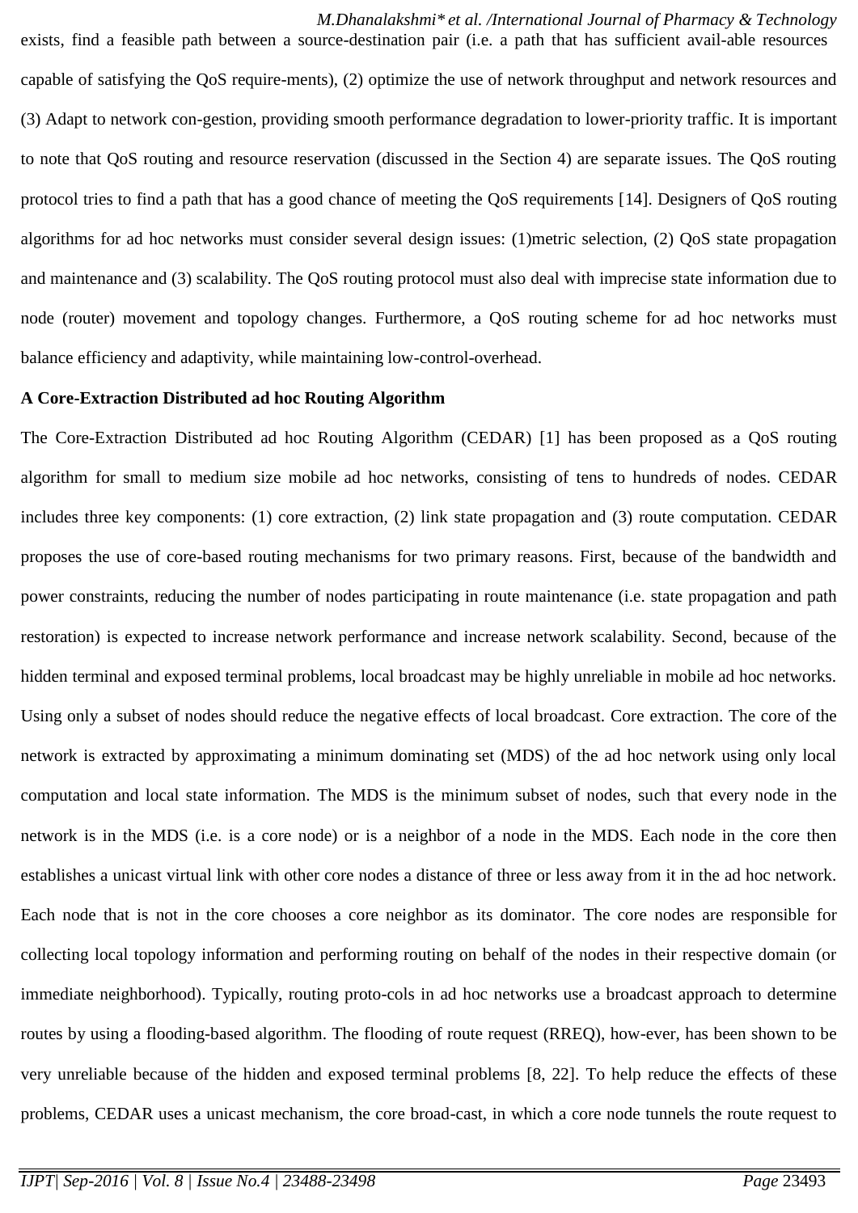exists, find a feasible path between a source-destination pair (i.e. a path that has sufficient avail-able resources capable of satisfying the QoS require-ments), (2) optimize the use of network throughput and network resources and (3) Adapt to network con-gestion, providing smooth performance degradation to lower-priority traffic. It is important to note that QoS routing and resource reservation (discussed in the Section 4) are separate issues. The QoS routing protocol tries to find a path that has a good chance of meeting the QoS requirements [14]. Designers of QoS routing algorithms for ad hoc networks must consider several design issues: (1)metric selection, (2) QoS state propagation and maintenance and (3) scalability. The QoS routing protocol must also deal with imprecise state information due to node (router) movement and topology changes. Furthermore, a QoS routing scheme for ad hoc networks must balance efficiency and adaptivity, while maintaining low-control-overhead.

**A Core-Extraction Distributed ad hoc Routing Algorithm**

The Core-Extraction Distributed ad hoc Routing Algorithm (CEDAR) [1] has been proposed as a QoS routing algorithm for small to medium size mobile ad hoc networks, consisting of tens to hundreds of nodes. CEDAR includes three key components: (1) core extraction, (2) link state propagation and (3) route computation. CEDAR proposes the use of core-based routing mechanisms for two primary reasons. First, because of the bandwidth and power constraints, reducing the number of nodes participating in route maintenance (i.e. state propagation and path restoration) is expected to increase network performance and increase network scalability. Second, because of the hidden terminal and exposed terminal problems, local broadcast may be highly unreliable in mobile ad hoc networks. Using only a subset of nodes should reduce the negative effects of local broadcast. Core extraction. The core of the network is extracted by approximating a minimum dominating set (MDS) of the ad hoc network using only local computation and local state information. The MDS is the minimum subset of nodes, such that every node in the network is in the MDS (i.e. is a core node) or is a neighbor of a node in the MDS. Each node in the core then establishes a unicast virtual link with other core nodes a distance of three or less away from it in the ad hoc network. Each node that is not in the core chooses a core neighbor as its dominator. The core nodes are responsible for collecting local topology information and performing routing on behalf of the nodes in their respective domain (or immediate neighborhood). Typically, routing proto-cols in ad hoc networks use a broadcast approach to determine routes by using a flooding-based algorithm. The flooding of route request (RREQ), how-ever, has been shown to be very unreliable because of the hidden and exposed terminal problems [8, 22]. To help reduce the effects of these problems, CEDAR uses a unicast mechanism, the core broad-cast, in which a core node tunnels the route request to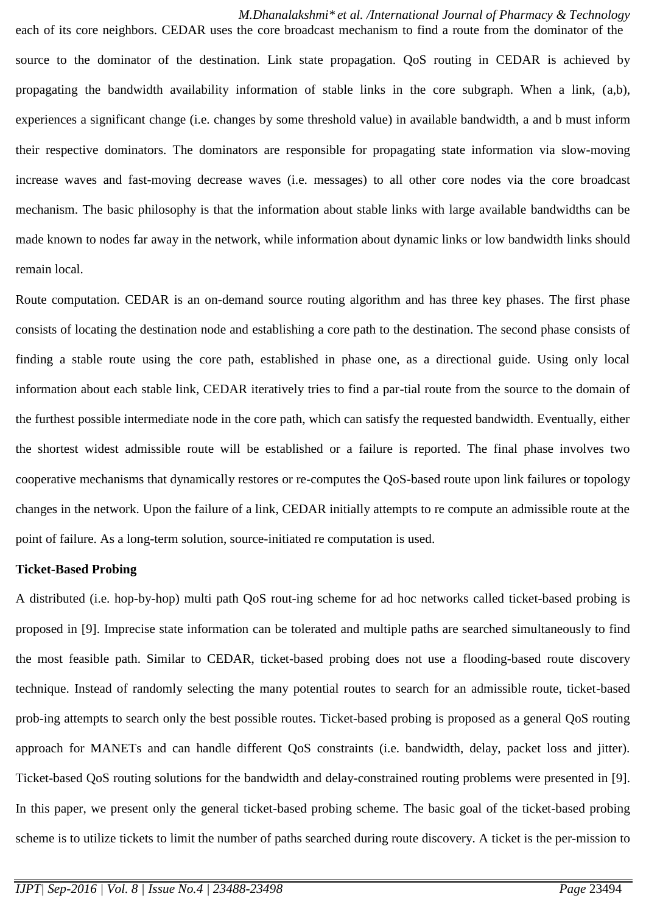each of its core neighbors. CEDAR uses the core broadcast mechanism to find a route from the dominator of the source to the dominator of the destination. Link state propagation. QoS routing in CEDAR is achieved by propagating the bandwidth availability information of stable links in the core subgraph. When a link, (a,b), experiences a significant change (i.e. changes by some threshold value) in available bandwidth, a and b must inform their respective dominators. The dominators are responsible for propagating state information via slow-moving increase waves and fast-moving decrease waves (i.e. messages) to all other core nodes via the core broadcast mechanism. The basic philosophy is that the information about stable links with large available bandwidths can be made known to nodes far away in the network, while information about dynamic links or low bandwidth links should remain local.

Route computation. CEDAR is an on-demand source routing algorithm and has three key phases. The first phase consists of locating the destination node and establishing a core path to the destination. The second phase consists of finding a stable route using the core path, established in phase one, as a directional guide. Using only local information about each stable link, CEDAR iteratively tries to find a par-tial route from the source to the domain of the furthest possible intermediate node in the core path, which can satisfy the requested bandwidth. Eventually, either the shortest widest admissible route will be established or a failure is reported. The final phase involves two cooperative mechanisms that dynamically restores or re-computes the QoS-based route upon link failures or topology changes in the network. Upon the failure of a link, CEDAR initially attempts to re compute an admissible route at the point of failure. As a long-term solution, source-initiated re computation is used.

**Ticket-Based Probing**

A distributed (i.e. hop-by-hop) multi path QoS rout-ing scheme for ad hoc networks called ticket-based probing is proposed in [9]. Imprecise state information can be tolerated and multiple paths are searched simultaneously to find the most feasible path. Similar to CEDAR, ticket-based probing does not use a flooding-based route discovery technique. Instead of randomly selecting the many potential routes to search for an admissible route, ticket-based prob-ing attempts to search only the best possible routes. Ticket-based probing is proposed as a general QoS routing approach for MANETs and can handle different QoS constraints (i.e. bandwidth, delay, packet loss and jitter). Ticket-based QoS routing solutions for the bandwidth and delay-constrained routing problems were presented in [9]. In this paper, we present only the general ticket-based probing scheme. The basic goal of the ticket-based probing scheme is to utilize tickets to limit the number of paths searched during route discovery. A ticket is the per-mission to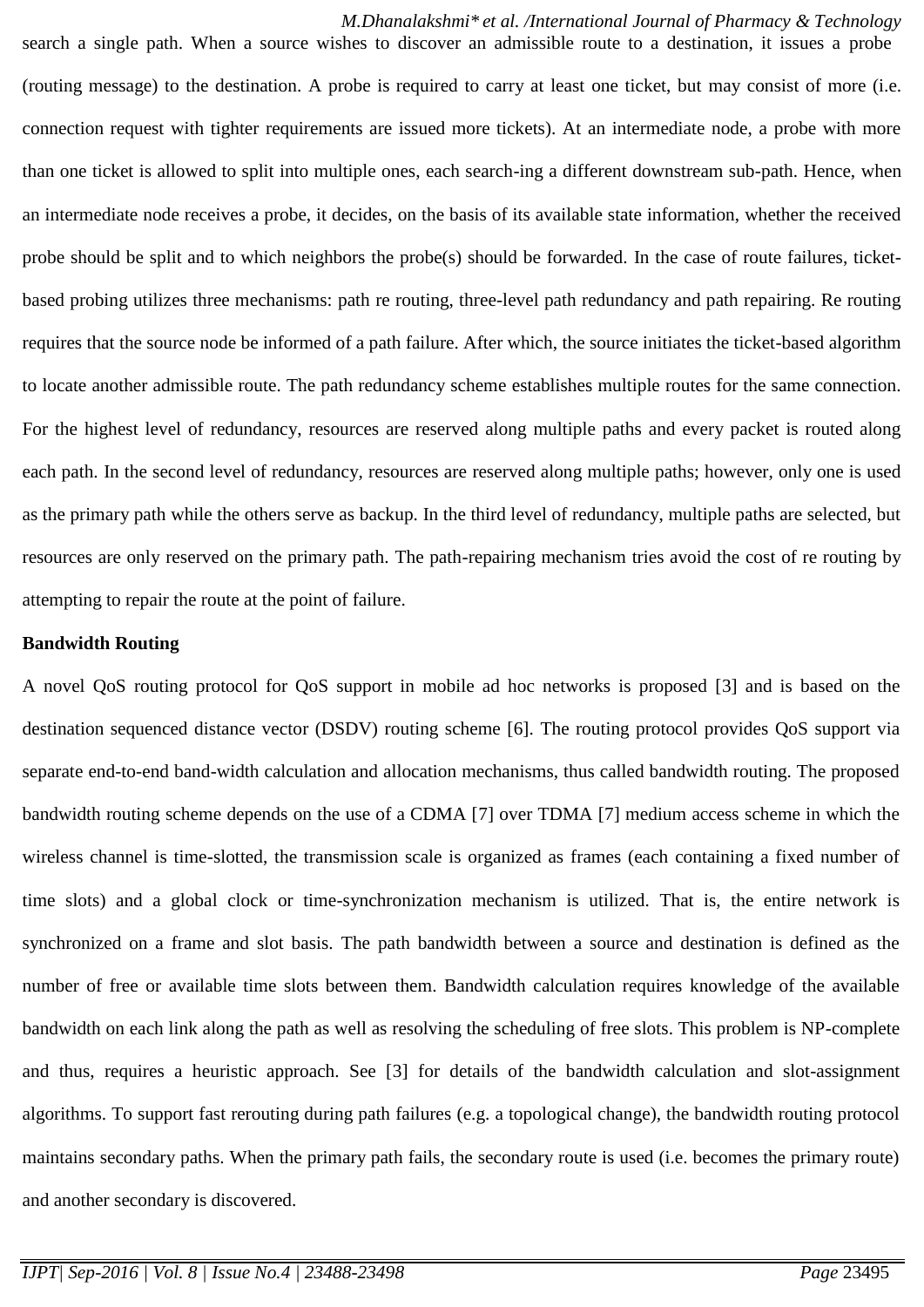search a single path. When a source wishes to discover an admissible route to a destination, it issues a probe (routing message) to the destination. A probe is required to carry at least one ticket, but may consist of more (i.e. connection request with tighter requirements are issued more tickets). At an intermediate node, a probe with more than one ticket is allowed to split into multiple ones, each search-ing a different downstream sub-path. Hence, when an intermediate node receives a probe, it decides, on the basis of its available state information, whether the received probe should be split and to which neighbors the probe(s) should be forwarded. In the case of route failures, ticket-based probing utilizes three mechanisms: path re routing, three-level path redundancy and path repairing. Re routing requires that the source node be informed of a path failure. After which, the source initiates the ticket-based algorithm to locate another admissible route. The path redundancy scheme establishes multiple routes for the same connection. For the highest level of redundancy, resources are reserved along multiple paths and every packet is routed along each path. In the second level of redundancy, resources are reserved along multiple paths; however, only one is used as the primary path while the others serve as backup. In the third level of redundancy, multiple paths are selected, but resources are only reserved on the primary path. The path-repairing mechanism tries avoid the cost of re routing by attempting to repair the route at the point of failure.

**Bandwidth Routing**

A novel QoS routing protocol for QoS support in mobile ad hoc networks is proposed [3] and is based on the destination sequenced distance vector (DSDV) routing scheme [6]. The routing protocol provides QoS support via separate end-to-end band-width calculation and allocation mechanisms, thus called bandwidth routing. The proposed bandwidth routing scheme depends on the use of a CDMA [7] over TDMA [7] medium access scheme in which the wireless channel is time-slotted, the transmission scale is organized as frames (each containing a fixed number of time slots) and a global clock or time-synchronization mechanism is utilized. That is, the entire network is synchronized on a frame and slot basis. The path bandwidth between a source and destination is defined as the number of free or available time slots between them. Bandwidth calculation requires knowledge of the available bandwidth on each link along the path as well as resolving the scheduling of free slots. This problem is NP-complete and thus, requires a heuristic approach. See [3] for details of the bandwidth calculation and slot-assignment algorithms. To support fast rerouting during path failures (e.g. a topological change), the bandwidth routing protocol maintains secondary paths. When the primary path fails, the secondary route is used (i.e. becomes the primary route) and another secondary is discovered.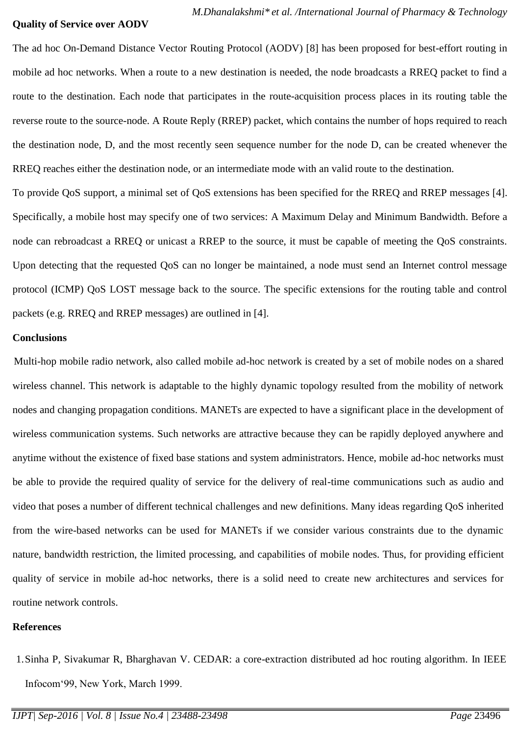**Quality of Service over AODV**

The ad hoc On-Demand Distance Vector Routing Protocol (AODV) [8] has been proposed for best-effort routing in mobile ad hoc networks. When a route to a new destination is needed, the node broadcasts a RREQ packet to find a route to the destination. Each node that participates in the route-acquisition process places in its routing table the reverse route to the source-node. A Route Reply (RREP) packet, which contains the number of hops required to reach the destination node, D, and the most recently seen sequence number for the node D, can be created whenever the RREQ reaches either the destination node, or an intermediate mode with an valid route to the destination.

To provide QoS support, a minimal set of QoS extensions has been specified for the RREQ and RREP messages [4]. Specifically, a mobile host may specify one of two services: A Maximum Delay and Minimum Bandwidth. Before a node can rebroadcast a RREQ or unicast a RREP to the source, it must be capable of meeting the QoS constraints. Upon detecting that the requested QoS can no longer be maintained, a node must send an Internet control message protocol (ICMP) QoS LOST message back to the source. The specific extensions for the routing table and control packets (e.g. RREQ and RREP messages) are outlined in [4].

**Conclusions**

Multi-hop mobile radio network, also called mobile ad-hoc network is created by a set of mobile nodes on a shared wireless channel. This network is adaptable to the highly dynamic topology resulted from the mobility of network nodes and changing propagation conditions. MANETs are expected to have a significant place in the development of wireless communication systems. Such networks are attractive because they can be rapidly deployed anywhere and anytime without the existence of fixed base stations and system administrators. Hence, mobile ad-hoc networks must be able to provide the required quality of service for the delivery of real-time communications such as audio and video that poses a number of different technical challenges and new definitions. Many ideas regarding QoS inherited from the wire-based networks can be used for MANETs if we consider various constraints due to the dynamic nature, bandwidth restriction, the limited processing, and capabilities of mobile nodes. Thus, for providing efficient quality of service in mobile ad-hoc networks, there is a solid need to create new architectures and services for routine network controls.

**References**

1. Sinha P, Sivakumar R, Bharghavan V. CEDAR: a core-extraction distributed ad hoc routing algorithm. In IEEE Infocom'99, New York, March 1999.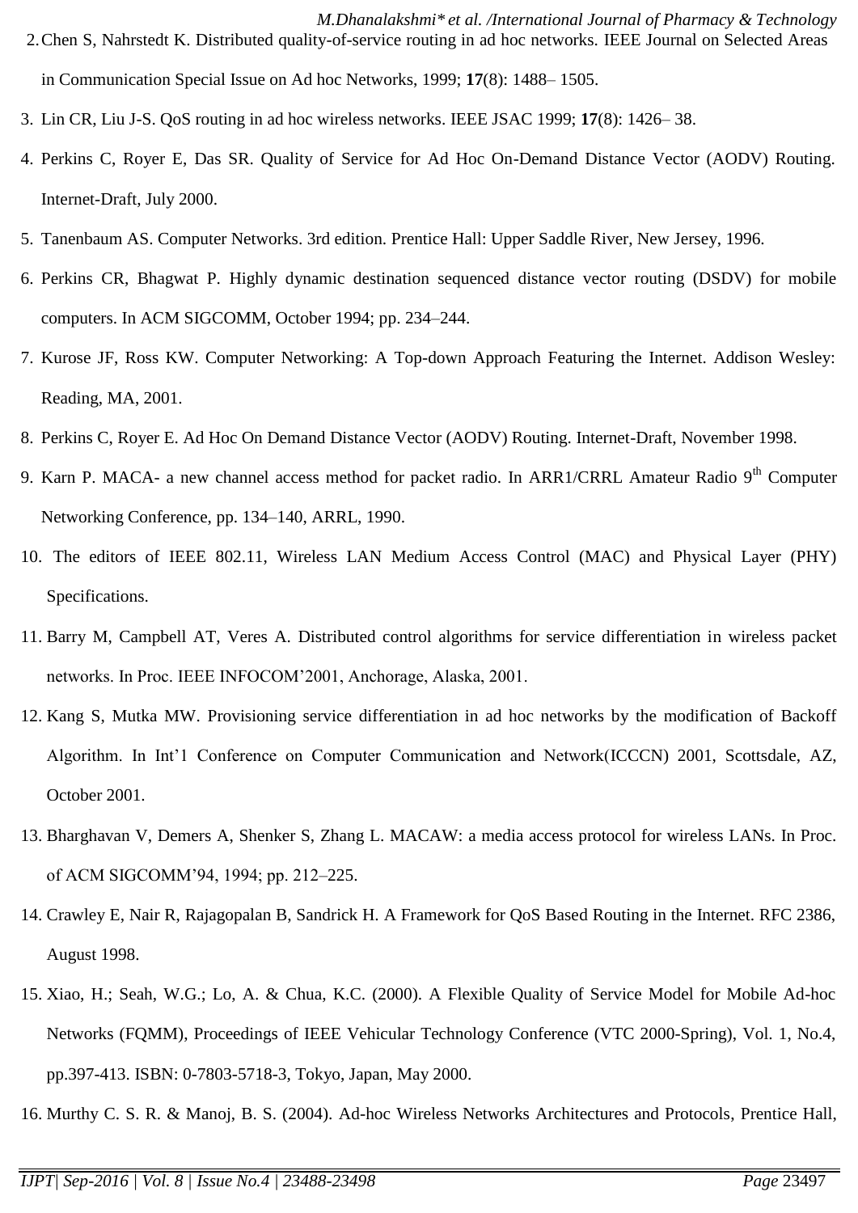2. Chen S, Nahrstedt K. Distributed quality-of-service routing in ad hoc networks. IEEE Journal on Selected Areas in Communication Special Issue on Ad hoc Networks, 1999; **17**(8): 1488– 1505.
3. Lin CR, Liu J-S. QoS routing in ad hoc wireless networks. IEEE JSAC 1999; **17**(8): 1426– 38.
4. Perkins C, Royer E, Das SR. Quality of Service for Ad Hoc On-Demand Distance Vector (AODV) Routing. Internet-Draft, July 2000.
5. Tanenbaum AS. Computer Networks. 3rd edition. Prentice Hall: Upper Saddle River, New Jersey, 1996.
6. Perkins CR, Bhagwat P. Highly dynamic destination sequenced distance vector routing (DSDV) for mobile computers. In ACM SIGCOMM, October 1994; pp. 234–244.
7. Kurose JF, Ross KW. Computer Networking: A Top-down Approach Featuring the Internet. Addison Wesley: Reading, MA, 2001.
8. Perkins C, Royer E. Ad Hoc On Demand Distance Vector (AODV) Routing. Internet-Draft, November 1998.
9. Karn P. MACA- a new channel access method for packet radio. In ARR1/CRRL Amateur Radio 9th Computer Networking Conference, pp. 134–140, ARRL, 1990.
10. The editors of IEEE 802.11, Wireless LAN Medium Access Control (MAC) and Physical Layer (PHY) Specifications.
11. Barry M, Campbell AT, Veres A. Distributed control algorithms for service differentiation in wireless packet networks. In Proc. IEEE INFOCOM'2001, Anchorage, Alaska, 2001.
12. Kang S, Mutka MW. Provisioning service differentiation in ad hoc networks by the modification of Backoff Algorithm. In Int'1 Conference on Computer Communication and Network(ICCCN) 2001, Scottsdale, AZ, October 2001.
13. Bharghavan V, Demers A, Shenker S, Zhang L. MACAW: a media access protocol for wireless LANs. In Proc. of ACM SIGCOMM'94, 1994; pp. 212–225.
14. Crawley E, Nair R, Rajagopalan B, Sandrick H. A Framework for QoS Based Routing in the Internet. RFC 2386, August 1998.
15. Xiao, H.; Seah, W.G.; Lo, A. & Chua, K.C. (2000). A Flexible Quality of Service Model for Mobile Ad-hoc Networks (FQMM), Proceedings of IEEE Vehicular Technology Conference (VTC 2000-Spring), Vol. 1, No.4, pp.397-413. ISBN: 0-7803-5718-3, Tokyo, Japan, May 2000.
16. Murthy C. S. R. & Manoj, B. S. (2004). Ad-hoc Wireless Networks Architectures and Protocols, Prentice Hall,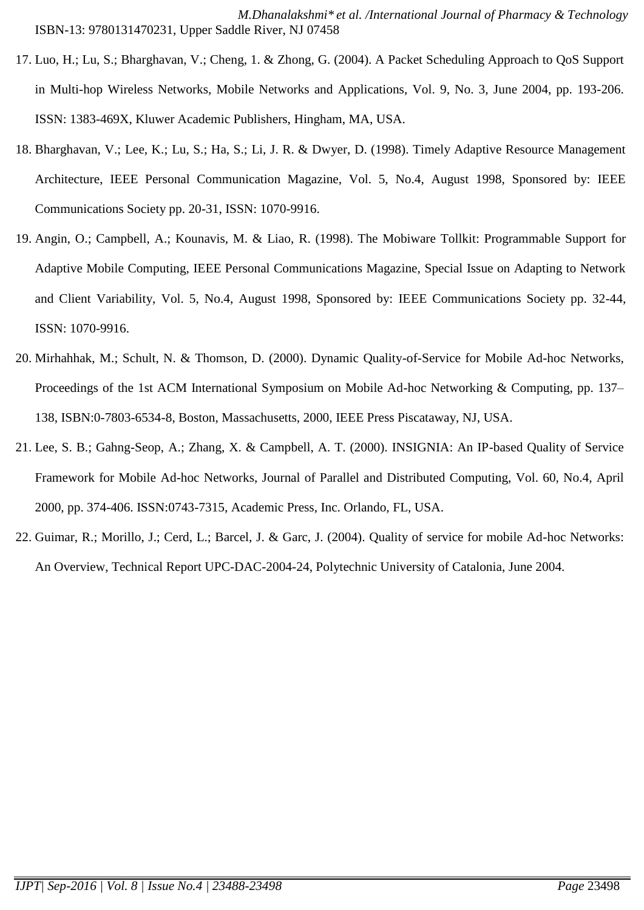ISBN-13: 9780131470231, Upper Saddle River, NJ 07458

17. Luo, H.; Lu, S.; Bharghavan, V.; Cheng, 1. & Zhong, G. (2004). A Packet Scheduling Approach to QoS Support in Multi-hop Wireless Networks, Mobile Networks and Applications, Vol. 9, No. 3, June 2004, pp. 193-206. ISSN: 1383-469X, Kluwer Academic Publishers, Hingham, MA, USA.
18. Bharghavan, V.; Lee, K.; Lu, S.; Ha, S.; Li, J. R. & Dwyer, D. (1998). Timely Adaptive Resource Management Architecture, IEEE Personal Communication Magazine, Vol. 5, No.4, August 1998, Sponsored by: IEEE Communications Society pp. 20-31, ISSN: 1070-9916.
19. Angin, O.; Campbell, A.; Kounavis, M. & Liao, R. (1998). The Mobiware Tollkit: Programmable Support for Adaptive Mobile Computing, IEEE Personal Communications Magazine, Special Issue on Adapting to Network and Client Variability, Vol. 5, No.4, August 1998, Sponsored by: IEEE Communications Society pp. 32-44, ISSN: 1070-9916.
20. Mirhahhak, M.; Schult, N. & Thomson, D. (2000). Dynamic Quality-of-Service for Mobile Ad-hoc Networks, Proceedings of the 1st ACM International Symposium on Mobile Ad-hoc Networking & Computing, pp. 137–138, ISBN:0-7803-6534-8, Boston, Massachusetts, 2000, IEEE Press Piscataway, NJ, USA.
21. Lee, S. B.; Gahng-Seop, A.; Zhang, X. & Campbell, A. T. (2000). INSIGNIA: An IP-based Quality of Service Framework for Mobile Ad-hoc Networks, Journal of Parallel and Distributed Computing, Vol. 60, No.4, April 2000, pp. 374-406. ISSN:0743-7315, Academic Press, Inc. Orlando, FL, USA.
22. Guimar, R.; Morillo, J.; Cerd, L.; Barcel, J. & Garc, J. (2004). Quality of service for mobile Ad-hoc Networks: An Overview, Technical Report UPC-DAC-2004-24, Polytechnic University of Catalonia, June 2004.